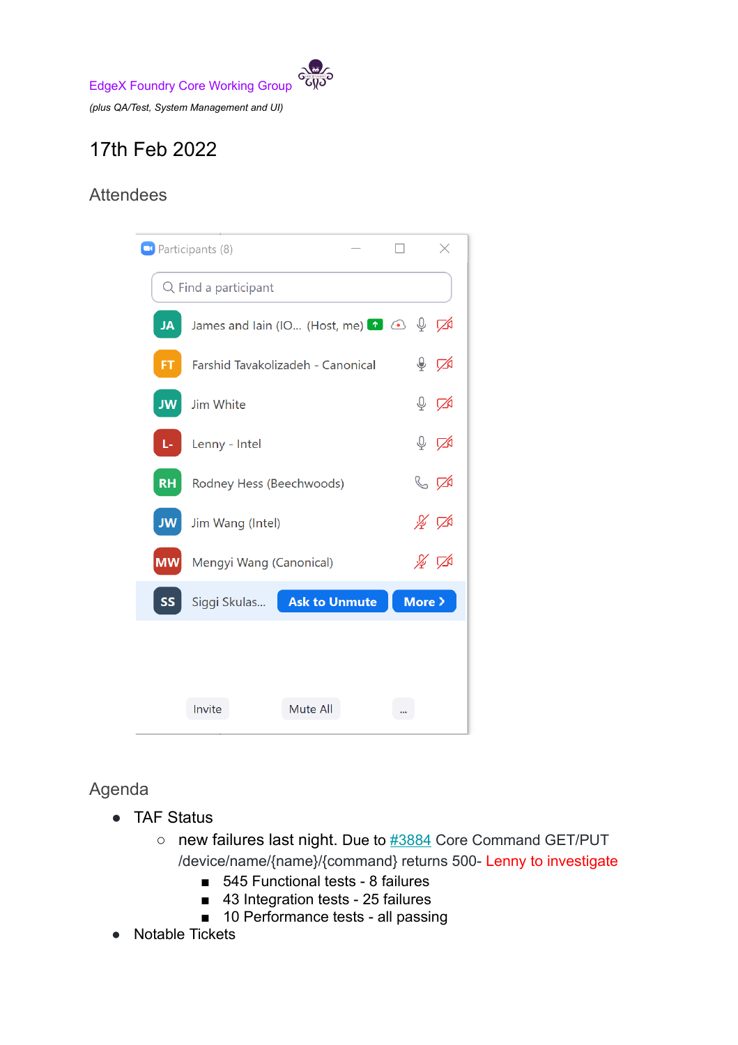EdgeX Foundry Core Working Group

*(plus QA/Test, System Management and UI)*

# 17th Feb 2022

## Attendees

Participants (8)

- James and Iain (IO... (Host, me)
- Farshid Tavakolizadeh - Canonical
- Jim White
- Lenny - Intel
- Rodney Hess (Beechwoods)
- Jim Wang (Intel)
- Mengyi Wang (Canonical)
- Siggi Skulas...

## Agenda

- TAF Status
  - new failures last night. Due to [#3884](#3884) Core Command GET/PUT /device/name/{name}/{command} returns 500- Lenny to investigate
    - 545 Functional tests - 8 failures
    - 43 Integration tests - 25 failures
    - 10 Performance tests - all passing
- Notable Tickets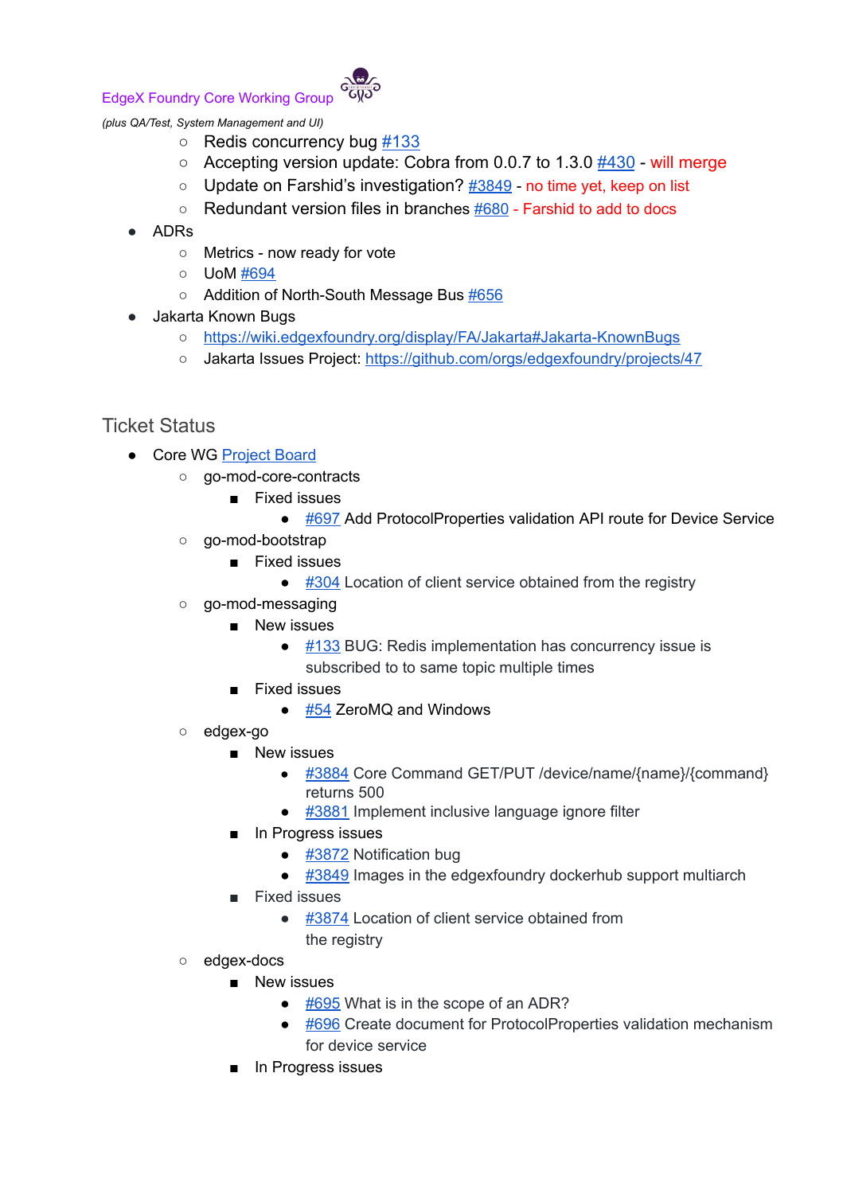EdgeX Foundry Core Working Group

*(plus QA/Test, System Management and UI)*

- Redis concurrency bug #133
- Accepting version update: Cobra from 0.0.7 to 1.3.0 #430 - will merge
- Update on Farshid's investigation? #3849 - no time yet, keep on list
- Redundant version files in branches #680 - Farshid to add to docs

- ADRs
  - Metrics - now ready for vote
  - UoM #694
  - Addition of North-South Message Bus #656
- Jakarta Known Bugs
  - https://wiki.edgexfoundry.org/display/FA/Jakarta#Jakarta-KnownBugs
  - Jakarta Issues Project: https://github.com/orgs/edgexfoundry/projects/47

## Ticket Status

- Core WG Project Board
  - go-mod-core-contracts
    - Fixed issues
      - #697 Add ProtocolProperties validation API route for Device Service
  - go-mod-bootstrap
    - Fixed issues
      - #304 Location of client service obtained from the registry
  - go-mod-messaging
    - New issues
      - #133 BUG: Redis implementation has concurrency issue is subscribed to to same topic multiple times
    - Fixed issues
      - #54 ZeroMQ and Windows
  - edgex-go
    - New issues
      - #3884 Core Command GET/PUT /device/name/{name}/{command} returns 500
      - #3881 Implement inclusive language ignore filter
    - In Progress issues
      - #3872 Notification bug
      - #3849 Images in the edgexfoundry dockerhub support multiarch
    - Fixed issues
      - #3874 Location of client service obtained from the registry
  - edgex-docs
    - New issues
      - #695 What is in the scope of an ADR?
      - #696 Create document for ProtocolProperties validation mechanism for device service
    - In Progress issues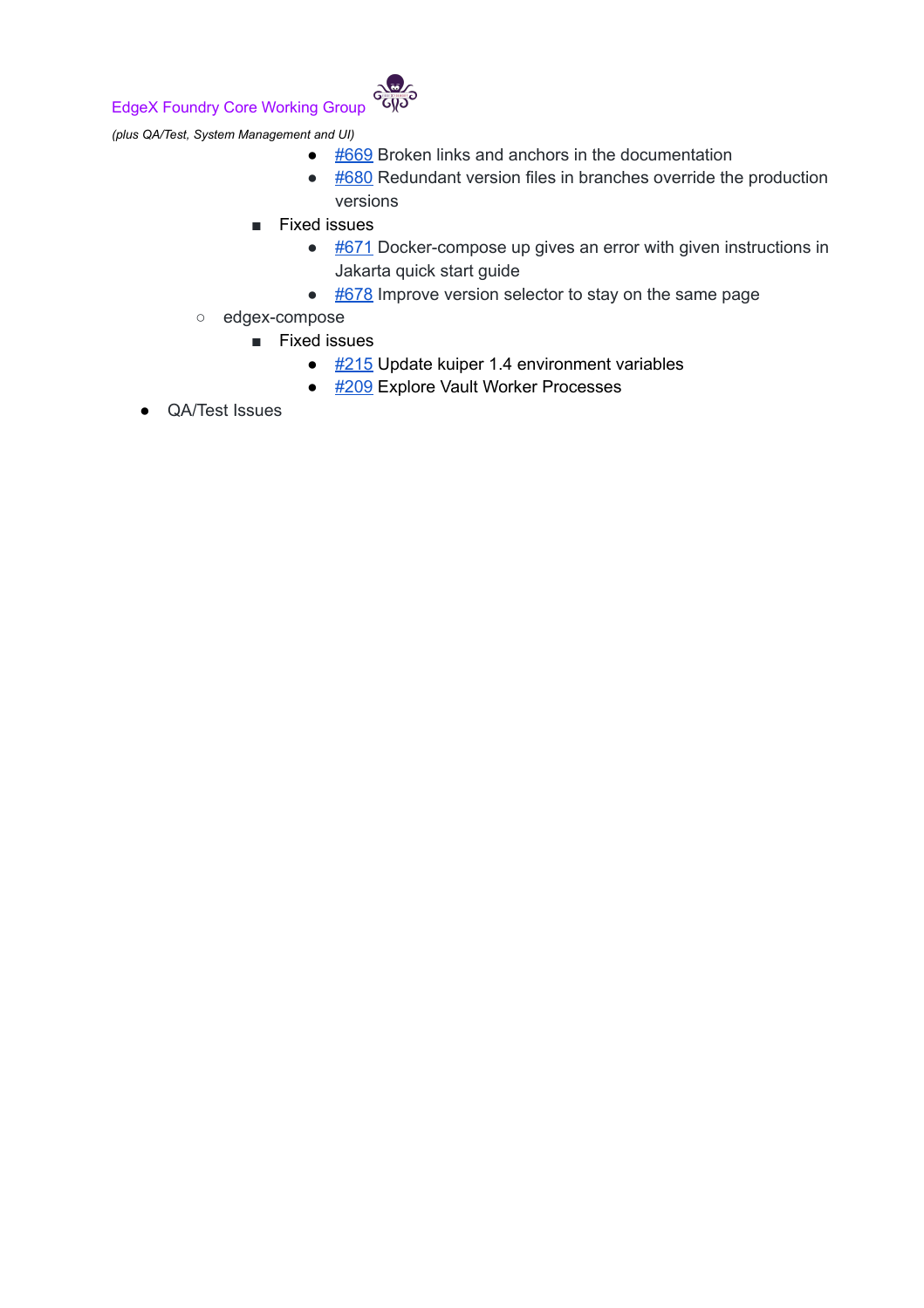- #669 Broken links and anchors in the documentation
      - #680 Redundant version files in branches override the production versions
    - Fixed issues
      - #671 Docker-compose up gives an error with given instructions in Jakarta quick start guide
      - #678 Improve version selector to stay on the same page
  - edgex-compose
    - Fixed issues
      - #215 Update kuiper 1.4 environment variables
      - #209 Explore Vault Worker Processes
- QA/Test Issues